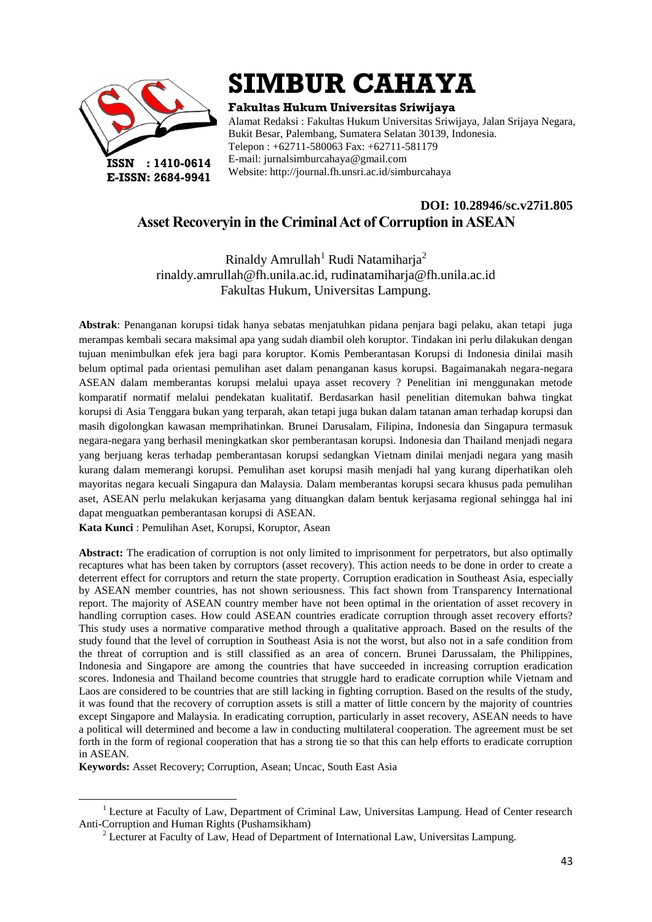# SIMBUR CAHAYA

**Fakultas Hukum Universitas Sriwijaya**

Alamat Redaksi : Fakultas Hukum Universitas Sriwijaya, Jalan Srijaya Negara, Bukit Besar, Palembang, Sumatera Selatan 30139, Indonesia.
Telepon : +62711-580063 Fax: +62711-581179
E-mail: jurnalsimburcahaya@gmail.com
Website: http://journal.fh.unsri.ac.id/simburcahaya

**ISSN : 1410-0614**
**E-ISSN: 2684-9941**

**DOI: 10.28946/sc.v27i1.805**

## Asset Recoveryin in the Criminal Act of Corruption in ASEAN

Rinaldy Amrullah[1] Rudi Natamiharja[2]
rinaldy.amrullah@fh.unila.ac.id, rudinatamiharja@fh.unila.ac.id
Fakultas Hukum, Universitas Lampung.

**Abstrak**: Penanganan korupsi tidak hanya sebatas menjatuhkan pidana penjara bagi pelaku, akan tetapi juga merampas kembali secara maksimal apa yang sudah diambil oleh koruptor. Tindakan ini perlu dilakukan dengan tujuan menimbulkan efek jera bagi para koruptor. Komis Pemberantasan Korupsi di Indonesia dinilai masih belum optimal pada orientasi pemulihan aset dalam penanganan kasus korupsi. Bagaimanakah negara-negara ASEAN dalam memberantas korupsi melalui upaya asset recovery ? Penelitian ini menggunakan metode komparatif normatif melalui pendekatan kualitatif. Berdasarkan hasil penelitian ditemukan bahwa tingkat korupsi di Asia Tenggara bukan yang terparah, akan tetapi juga bukan dalam tatanan aman terhadap korupsi dan masih digolongkan kawasan memprihatinkan. Brunei Darusalam, Filipina, Indonesia dan Singapura termasuk negara-negara yang berhasil meningkatkan skor pemberantasan korupsi. Indonesia dan Thailand menjadi negara yang berjuang keras terhadap pemberantasan korupsi sedangkan Vietnam dinilai menjadi negara yang masih kurang dalam memerangi korupsi. Pemulihan aset korupsi masih menjadi hal yang kurang diperhatikan oleh mayoritas negara kecuali Singapura dan Malaysia. Dalam memberantas korupsi secara khusus pada pemulihan aset, ASEAN perlu melakukan kerjasama yang dituangkan dalam bentuk kerjasama regional sehingga hal ini dapat menguatkan pemberantasan korupsi di ASEAN.

**Kata Kunci** : Pemulihan Aset, Korupsi, Koruptor, Asean

**Abstract:** The eradication of corruption is not only limited to imprisonment for perpetrators, but also optimally recaptures what has been taken by corruptors (asset recovery). This action needs to be done in order to create a deterrent effect for corruptors and return the state property. Corruption eradication in Southeast Asia, especially by ASEAN member countries, has not shown seriousness. This fact shown from Transparency International report. The majority of ASEAN country member have not been optimal in the orientation of asset recovery in handling corruption cases. How could ASEAN countries eradicate corruption through asset recovery efforts? This study uses a normative comparative method through a qualitative approach. Based on the results of the study found that the level of corruption in Southeast Asia is not the worst, but also not in a safe condition from the threat of corruption and is still classified as an area of concern. Brunei Darussalam, the Philippines, Indonesia and Singapore are among the countries that have succeeded in increasing corruption eradication scores. Indonesia and Thailand become countries that struggle hard to eradicate corruption while Vietnam and Laos are considered to be countries that are still lacking in fighting corruption. Based on the results of the study, it was found that the recovery of corruption assets is still a matter of little concern by the majority of countries except Singapore and Malaysia. In eradicating corruption, particularly in asset recovery, ASEAN needs to have a political will determined and become a law in conducting multilateral cooperation. The agreement must be set forth in the form of regional cooperation that has a strong tie so that this can help efforts to eradicate corruption in ASEAN.

**Keywords:** Asset Recovery; Corruption, Asean; Uncac, South East Asia

---

[1] Lecture at Faculty of Law, Department of Criminal Law, Universitas Lampung. Head of Center research Anti-Corruption and Human Rights (Pushamsikham)

[2] Lecturer at Faculty of Law, Head of Department of International Law, Universitas Lampung.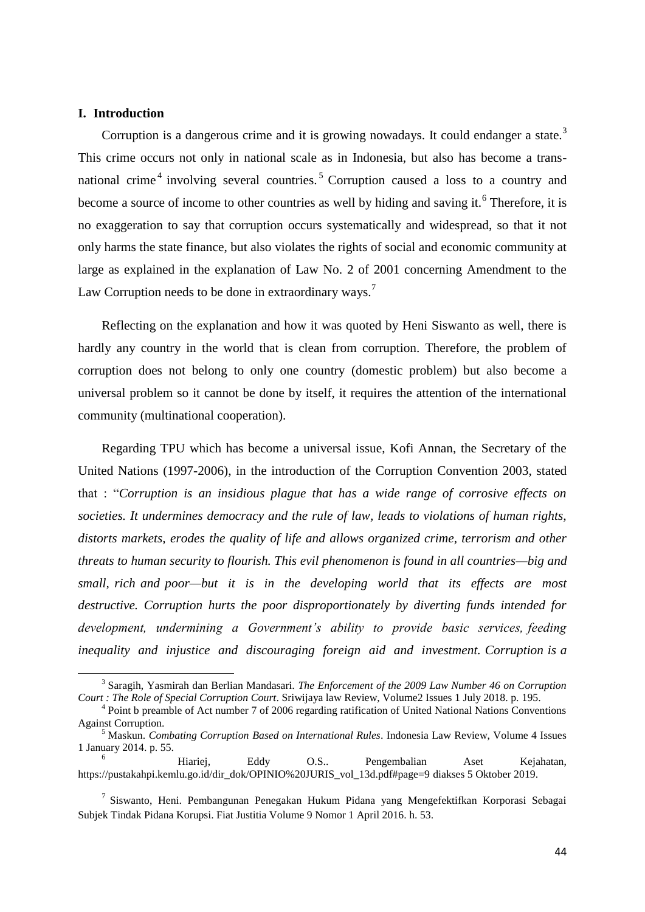## I. Introduction

Corruption is a dangerous crime and it is growing nowadays. It could endanger a state.[3] This crime occurs not only in national scale as in Indonesia, but also has become a trans-national crime[4] involving several countries.[5] Corruption caused a loss to a country and become a source of income to other countries as well by hiding and saving it.[6] Therefore, it is no exaggeration to say that corruption occurs systematically and widespread, so that it not only harms the state finance, but also violates the rights of social and economic community at large as explained in the explanation of Law No. 2 of 2001 concerning Amendment to the Law Corruption needs to be done in extraordinary ways.[7]

Reflecting on the explanation and how it was quoted by Heni Siswanto as well, there is hardly any country in the world that is clean from corruption. Therefore, the problem of corruption does not belong to only one country (domestic problem) but also become a universal problem so it cannot be done by itself, it requires the attention of the international community (multinational cooperation).

Regarding TPU which has become a universal issue, Kofi Annan, the Secretary of the United Nations (1997-2006), in the introduction of the Corruption Convention 2003, stated that : "*Corruption is an insidious plague that has a wide range of corrosive effects on societies. It undermines democracy and the rule of law, leads to violations of human rights, distorts markets, erodes the quality of life and allows organized crime, terrorism and other threats to human security to flourish. This evil phenomenon is found in all countries—big and small, rich and poor—but it is in the developing world that its effects are most destructive. Corruption hurts the poor disproportionately by diverting funds intended for development, undermining a Government's ability to provide basic services, feeding inequality and injustice and discouraging foreign aid and investment. Corruption is a*

---

[3] Saragih, Yasmirah dan Berlian Mandasari. *The Enforcement of the 2009 Law Number 46 on Corruption Court : The Role of Special Corruption Court*. Sriwijaya law Review, Volume2 Issues 1 July 2018. p. 195.

[4] Point b preamble of Act number 7 of 2006 regarding ratification of United National Nations Conventions Against Corruption.

[5] Maskun. *Combating Corruption Based on International Rules*. Indonesia Law Review, Volume 4 Issues 1 January 2014. p. 55.

[6] Hiariej, Eddy O.S.. Pengembalian Aset Kejahatan, https://pustakahpi.kemlu.go.id/dir_dok/OPINIO%20JURIS_vol_13d.pdf#page=9 diakses 5 Oktober 2019.

[7] Siswanto, Heni. Pembangunan Penegakan Hukum Pidana yang Mengefektifkan Korporasi Sebagai Subjek Tindak Pidana Korupsi. Fiat Justitia Volume 9 Nomor 1 April 2016. h. 53.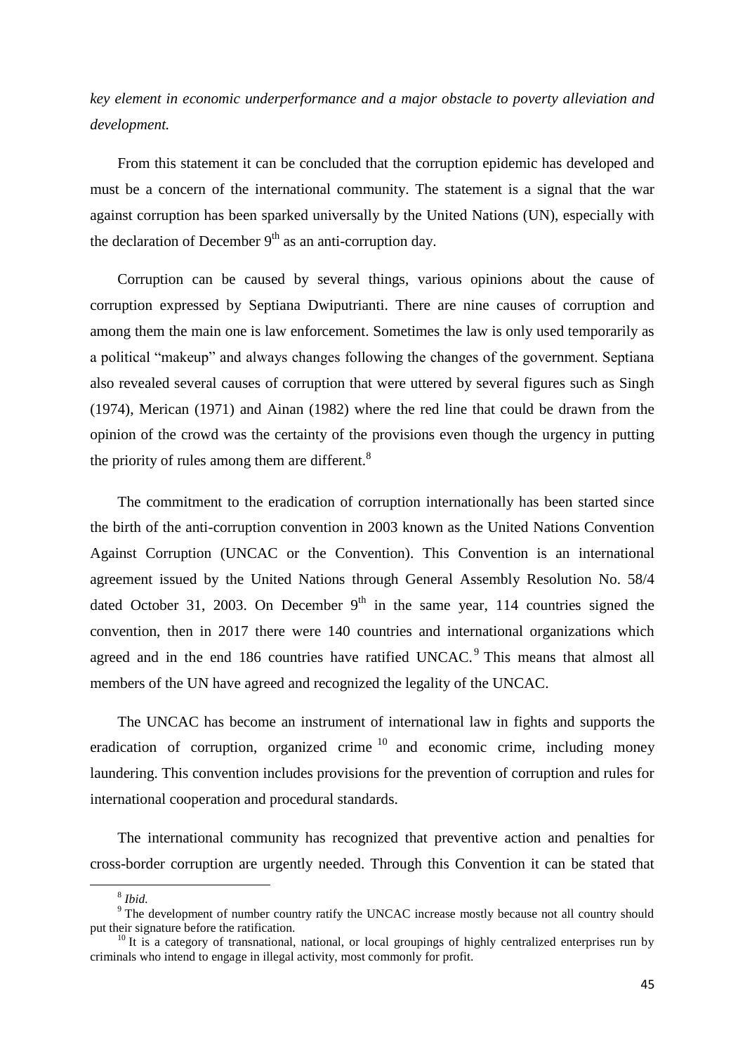*key element in economic underperformance and a major obstacle to poverty alleviation and development.*

From this statement it can be concluded that the corruption epidemic has developed and must be a concern of the international community. The statement is a signal that the war against corruption has been sparked universally by the United Nations (UN), especially with the declaration of December 9th as an anti-corruption day.

Corruption can be caused by several things, various opinions about the cause of corruption expressed by Septiana Dwiputrianti. There are nine causes of corruption and among them the main one is law enforcement. Sometimes the law is only used temporarily as a political "makeup" and always changes following the changes of the government. Septiana also revealed several causes of corruption that were uttered by several figures such as Singh (1974), Merican (1971) and Ainan (1982) where the red line that could be drawn from the opinion of the crowd was the certainty of the provisions even though the urgency in putting the priority of rules among them are different.[8]

The commitment to the eradication of corruption internationally has been started since the birth of the anti-corruption convention in 2003 known as the United Nations Convention Against Corruption (UNCAC or the Convention). This Convention is an international agreement issued by the United Nations through General Assembly Resolution No. 58/4 dated October 31, 2003. On December 9th in the same year, 114 countries signed the convention, then in 2017 there were 140 countries and international organizations which agreed and in the end 186 countries have ratified UNCAC.[9] This means that almost all members of the UN have agreed and recognized the legality of the UNCAC.

The UNCAC has become an instrument of international law in fights and supports the eradication of corruption, organized crime[10] and economic crime, including money laundering. This convention includes provisions for the prevention of corruption and rules for international cooperation and procedural standards.

The international community has recognized that preventive action and penalties for cross-border corruption are urgently needed. Through this Convention it can be stated that

---

[8] *Ibid.*

[9] The development of number country ratify the UNCAC increase mostly because not all country should put their signature before the ratification.

[10] It is a category of transnational, national, or local groupings of highly centralized enterprises run by criminals who intend to engage in illegal activity, most commonly for profit.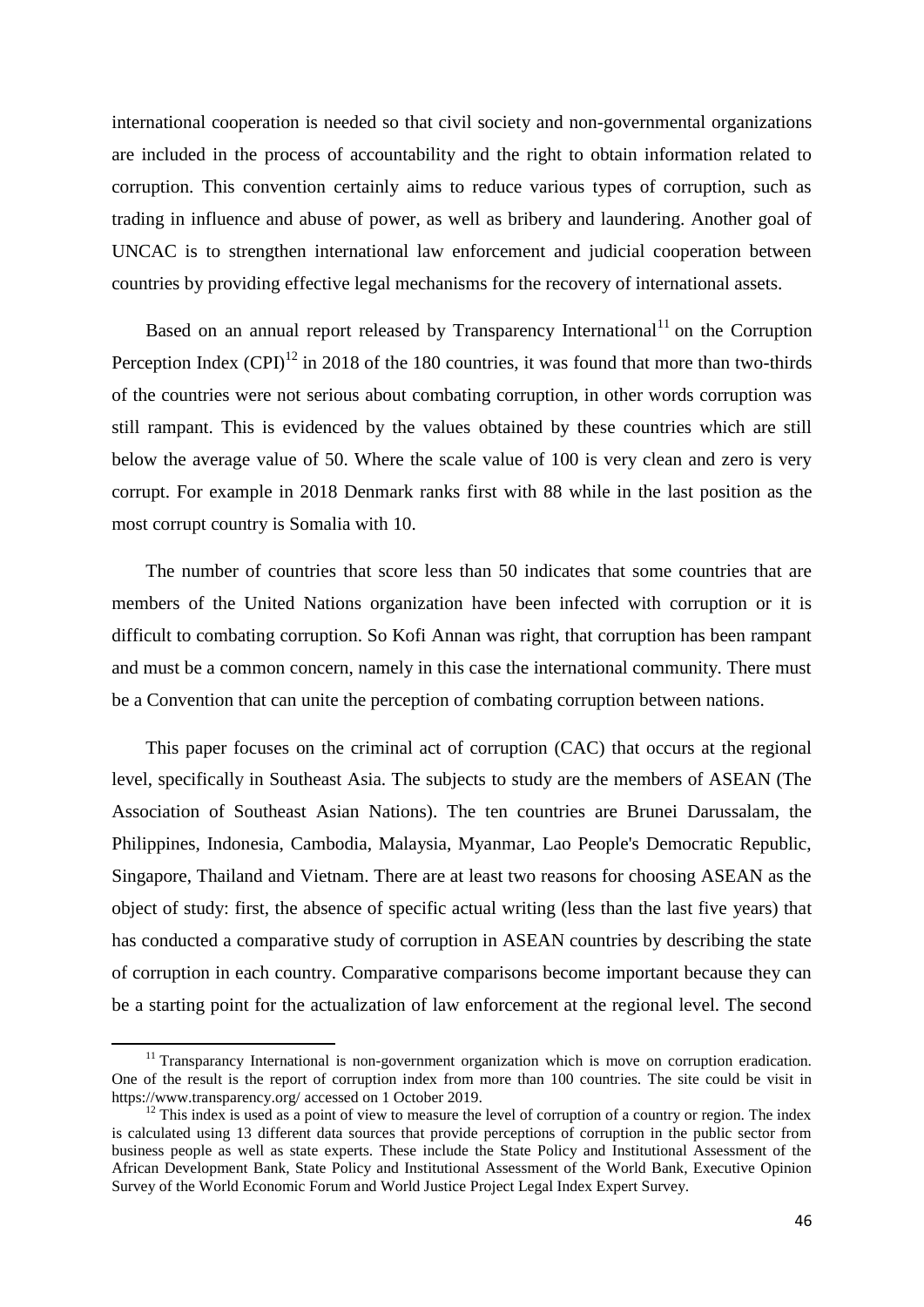international cooperation is needed so that civil society and non-governmental organizations are included in the process of accountability and the right to obtain information related to corruption. This convention certainly aims to reduce various types of corruption, such as trading in influence and abuse of power, as well as bribery and laundering. Another goal of UNCAC is to strengthen international law enforcement and judicial cooperation between countries by providing effective legal mechanisms for the recovery of international assets.

Based on an annual report released by Transparency International[11] on the Corruption Perception Index (CPI)[12] in 2018 of the 180 countries, it was found that more than two-thirds of the countries were not serious about combating corruption, in other words corruption was still rampant. This is evidenced by the values obtained by these countries which are still below the average value of 50. Where the scale value of 100 is very clean and zero is very corrupt. For example in 2018 Denmark ranks first with 88 while in the last position as the most corrupt country is Somalia with 10.

The number of countries that score less than 50 indicates that some countries that are members of the United Nations organization have been infected with corruption or it is difficult to combating corruption. So Kofi Annan was right, that corruption has been rampant and must be a common concern, namely in this case the international community. There must be a Convention that can unite the perception of combating corruption between nations.

This paper focuses on the criminal act of corruption (CAC) that occurs at the regional level, specifically in Southeast Asia. The subjects to study are the members of ASEAN (The Association of Southeast Asian Nations). The ten countries are Brunei Darussalam, the Philippines, Indonesia, Cambodia, Malaysia, Myanmar, Lao People's Democratic Republic, Singapore, Thailand and Vietnam. There are at least two reasons for choosing ASEAN as the object of study: first, the absence of specific actual writing (less than the last five years) that has conducted a comparative study of corruption in ASEAN countries by describing the state of corruption in each country. Comparative comparisons become important because they can be a starting point for the actualization of law enforcement at the regional level. The second

---

[11] Transparancy International is non-government organization which is move on corruption eradication. One of the result is the report of corruption index from more than 100 countries. The site could be visit in https://www.transparency.org/ accessed on 1 October 2019.

[12] This index is used as a point of view to measure the level of corruption of a country or region. The index is calculated using 13 different data sources that provide perceptions of corruption in the public sector from business people as well as state experts. These include the State Policy and Institutional Assessment of the African Development Bank, State Policy and Institutional Assessment of the World Bank, Executive Opinion Survey of the World Economic Forum and World Justice Project Legal Index Expert Survey.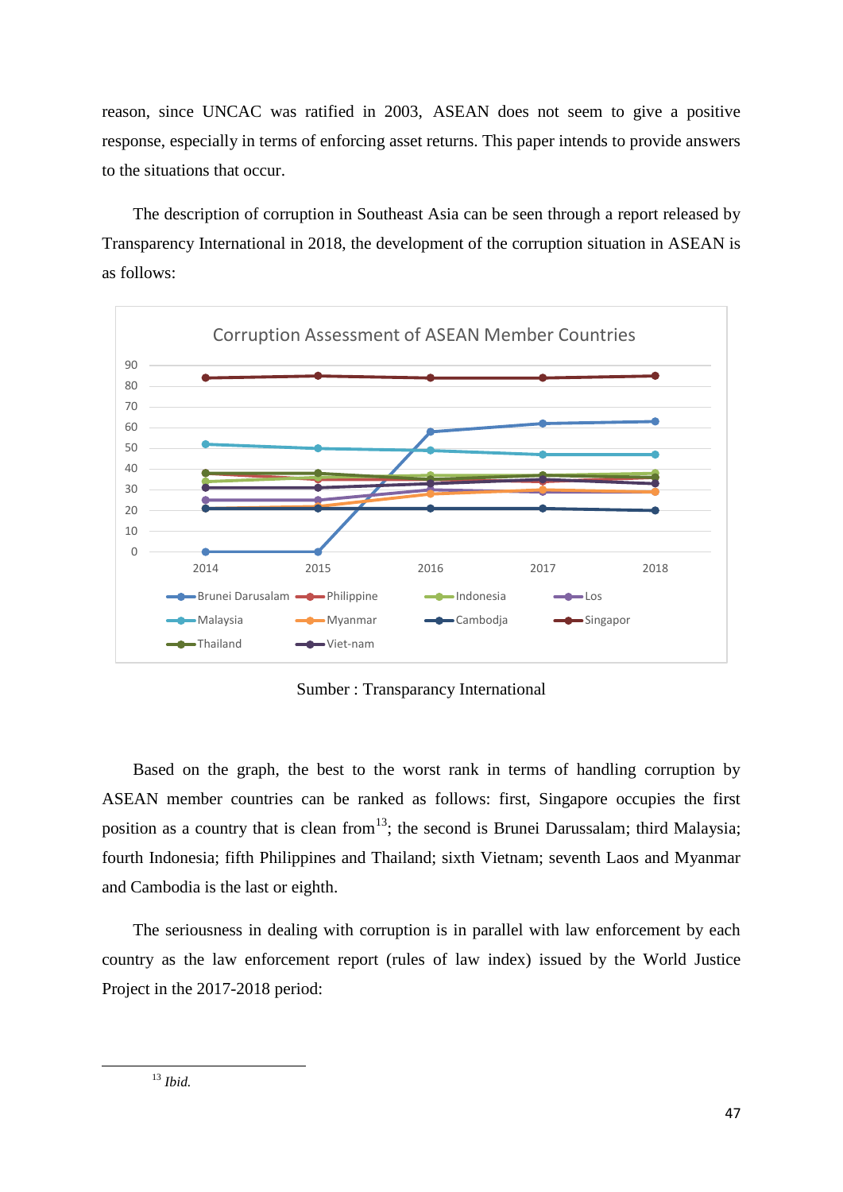reason, since UNCAC was ratified in 2003, ASEAN does not seem to give a positive response, especially in terms of enforcing asset returns. This paper intends to provide answers to the situations that occur.

The description of corruption in Southeast Asia can be seen through a report released by Transparency International in 2018, the development of the corruption situation in ASEAN is as follows:

Corruption Assessment of ASEAN Member Countries

Sumber : Transparancy International

Based on the graph, the best to the worst rank in terms of handling corruption by ASEAN member countries can be ranked as follows: first, Singapore occupies the first position as a country that is clean from[13]; the second is Brunei Darussalam; third Malaysia; fourth Indonesia; fifth Philippines and Thailand; sixth Vietnam; seventh Laos and Myanmar and Cambodia is the last or eighth.

The seriousness in dealing with corruption is in parallel with law enforcement by each country as the law enforcement report (rules of law index) issued by the World Justice Project in the 2017-2018 period:

---

[13] *Ibid.*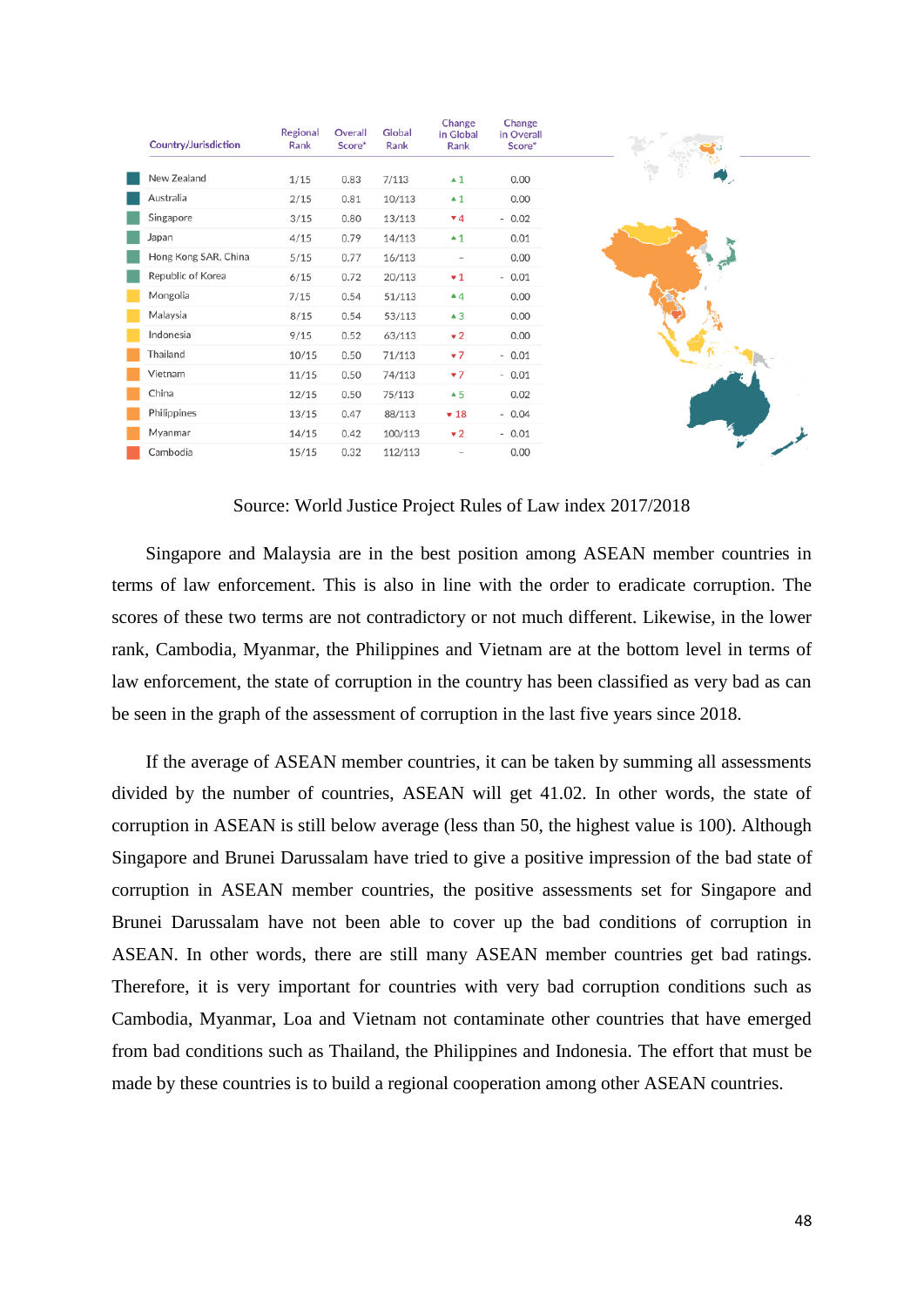| Country/Jurisdiction | Regional Rank | Overall Score* | Global Rank | Change in Global Rank | Change in Overall Score* |
|---|---|---|---|---|---|
| New Zealand | 1/15 | 0.83 | 7/113 | ▲1 | 0.00 |
| Australia | 2/15 | 0.81 | 10/113 | ▲1 | 0.00 |
| Singapore | 3/15 | 0.80 | 13/113 | ▼4 | - 0.02 |
| Japan | 4/15 | 0.79 | 14/113 | ▲1 | 0.01 |
| Hong Kong SAR, China | 5/15 | 0.77 | 16/113 | – | 0.00 |
| Republic of Korea | 6/15 | 0.72 | 20/113 | ▼1 | - 0.01 |
| Mongolia | 7/15 | 0.54 | 51/113 | ▲4 | 0.00 |
| Malaysia | 8/15 | 0.54 | 53/113 | ▲3 | 0.00 |
| Indonesia | 9/15 | 0.52 | 63/113 | ▼2 | 0.00 |
| Thailand | 10/15 | 0.50 | 71/113 | ▼7 | - 0.01 |
| Vietnam | 11/15 | 0.50 | 74/113 | ▼7 | - 0.01 |
| China | 12/15 | 0.50 | 75/113 | ▲5 | 0.02 |
| Philippines | 13/15 | 0.47 | 88/113 | ▼18 | - 0.04 |
| Myanmar | 14/15 | 0.42 | 100/113 | ▼2 | - 0.01 |
| Cambodia | 15/15 | 0.32 | 112/113 | – | 0.00 |

Source: World Justice Project Rules of Law index 2017/2018

Singapore and Malaysia are in the best position among ASEAN member countries in terms of law enforcement. This is also in line with the order to eradicate corruption. The scores of these two terms are not contradictory or not much different. Likewise, in the lower rank, Cambodia, Myanmar, the Philippines and Vietnam are at the bottom level in terms of law enforcement, the state of corruption in the country has been classified as very bad as can be seen in the graph of the assessment of corruption in the last five years since 2018.

If the average of ASEAN member countries, it can be taken by summing all assessments divided by the number of countries, ASEAN will get 41.02. In other words, the state of corruption in ASEAN is still below average (less than 50, the highest value is 100). Although Singapore and Brunei Darussalam have tried to give a positive impression of the bad state of corruption in ASEAN member countries, the positive assessments set for Singapore and Brunei Darussalam have not been able to cover up the bad conditions of corruption in ASEAN. In other words, there are still many ASEAN member countries get bad ratings. Therefore, it is very important for countries with very bad corruption conditions such as Cambodia, Myanmar, Loa and Vietnam not contaminate other countries that have emerged from bad conditions such as Thailand, the Philippines and Indonesia. The effort that must be made by these countries is to build a regional cooperation among other ASEAN countries.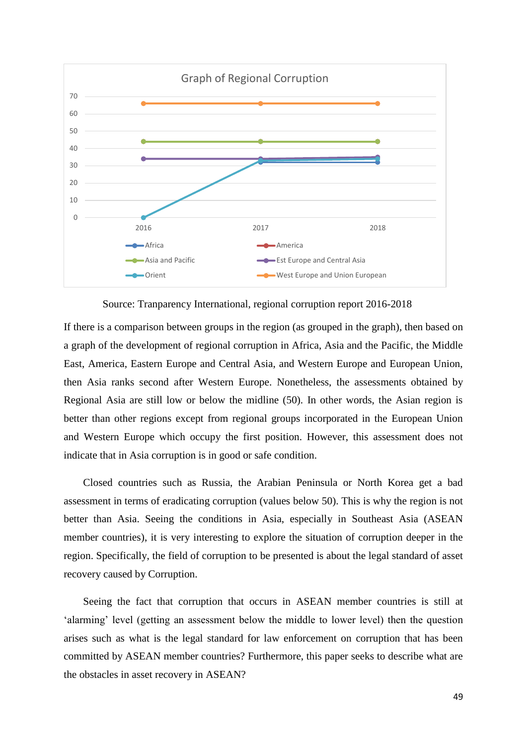Graph of Regional Corruption

Source: Tranparency International, regional corruption report 2016-2018

If there is a comparison between groups in the region (as grouped in the graph), then based on a graph of the development of regional corruption in Africa, Asia and the Pacific, the Middle East, America, Eastern Europe and Central Asia, and Western Europe and European Union, then Asia ranks second after Western Europe. Nonetheless, the assessments obtained by Regional Asia are still low or below the midline (50). In other words, the Asian region is better than other regions except from regional groups incorporated in the European Union and Western Europe which occupy the first position. However, this assessment does not indicate that in Asia corruption is in good or safe condition.

Closed countries such as Russia, the Arabian Peninsula or North Korea get a bad assessment in terms of eradicating corruption (values below 50). This is why the region is not better than Asia. Seeing the conditions in Asia, especially in Southeast Asia (ASEAN member countries), it is very interesting to explore the situation of corruption deeper in the region. Specifically, the field of corruption to be presented is about the legal standard of asset recovery caused by Corruption.

Seeing the fact that corruption that occurs in ASEAN member countries is still at 'alarming' level (getting an assessment below the middle to lower level) then the question arises such as what is the legal standard for law enforcement on corruption that has been committed by ASEAN member countries? Furthermore, this paper seeks to describe what are the obstacles in asset recovery in ASEAN?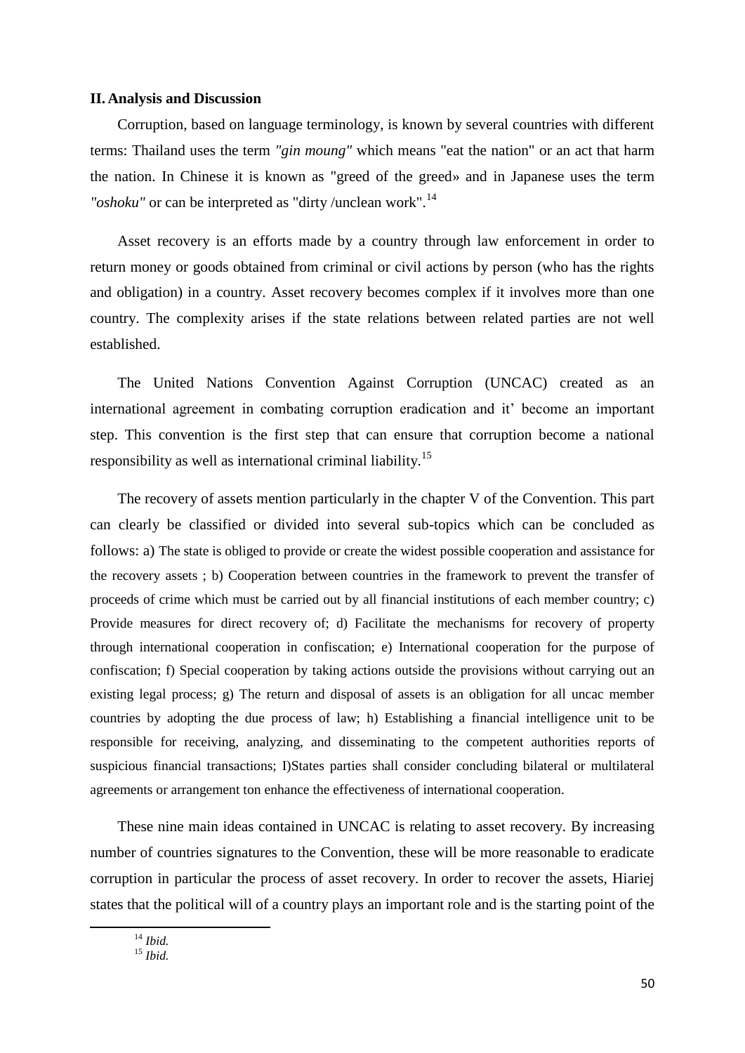## II. Analysis and Discussion

Corruption, based on language terminology, is known by several countries with different terms: Thailand uses the term *"gin moung"* which means "eat the nation" or an act that harm the nation. In Chinese it is known as "greed of the greed» and in Japanese uses the term *"oshoku"* or can be interpreted as "dirty /unclean work".[14]

Asset recovery is an efforts made by a country through law enforcement in order to return money or goods obtained from criminal or civil actions by person (who has the rights and obligation) in a country. Asset recovery becomes complex if it involves more than one country. The complexity arises if the state relations between related parties are not well established.

The United Nations Convention Against Corruption (UNCAC) created as an international agreement in combating corruption eradication and it' become an important step. This convention is the first step that can ensure that corruption become a national responsibility as well as international criminal liability.[15]

The recovery of assets mention particularly in the chapter V of the Convention. This part can clearly be classified or divided into several sub-topics which can be concluded as follows: a) The state is obliged to provide or create the widest possible cooperation and assistance for the recovery assets ; b) Cooperation between countries in the framework to prevent the transfer of proceeds of crime which must be carried out by all financial institutions of each member country; c) Provide measures for direct recovery of; d) Facilitate the mechanisms for recovery of property through international cooperation in confiscation; e) International cooperation for the purpose of confiscation; f) Special cooperation by taking actions outside the provisions without carrying out an existing legal process; g) The return and disposal of assets is an obligation for all uncac member countries by adopting the due process of law; h) Establishing a financial intelligence unit to be responsible for receiving, analyzing, and disseminating to the competent authorities reports of suspicious financial transactions; I)States parties shall consider concluding bilateral or multilateral agreements or arrangement ton enhance the effectiveness of international cooperation.

These nine main ideas contained in UNCAC is relating to asset recovery. By increasing number of countries signatures to the Convention, these will be more reasonable to eradicate corruption in particular the process of asset recovery. In order to recover the assets, Hiariej states that the political will of a country plays an important role and is the starting point of the

---

[14] *Ibid.*

[15] *Ibid.*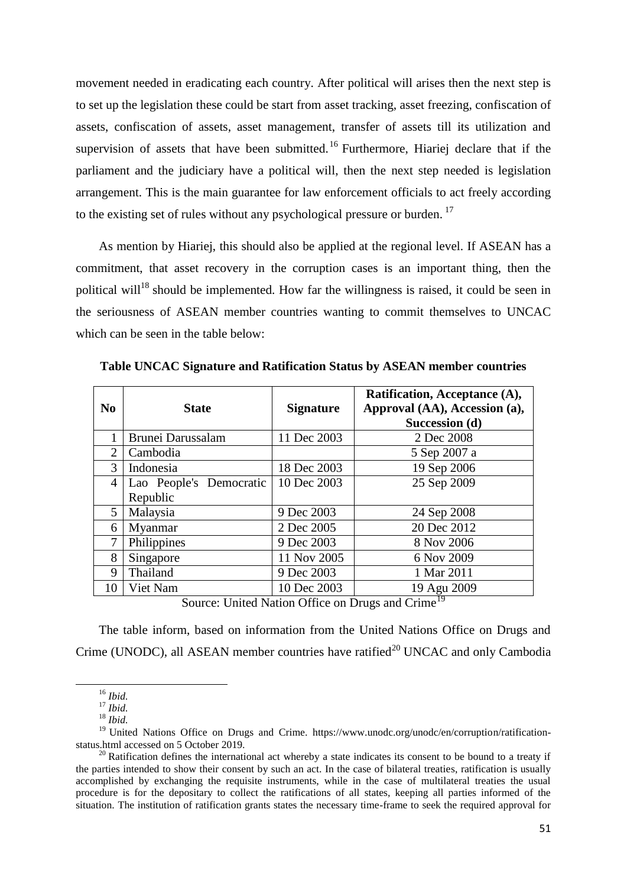movement needed in eradicating each country. After political will arises then the next step is to set up the legislation these could be start from asset tracking, asset freezing, confiscation of assets, confiscation of assets, asset management, transfer of assets till its utilization and supervision of assets that have been submitted.[16] Furthermore, Hiariej declare that if the parliament and the judiciary have a political will, then the next step needed is legislation arrangement. This is the main guarantee for law enforcement officials to act freely according to the existing set of rules without any psychological pressure or burden.[17]

As mention by Hiariej, this should also be applied at the regional level. If ASEAN has a commitment, that asset recovery in the corruption cases is an important thing, then the political will[18] should be implemented. How far the willingness is raised, it could be seen in the seriousness of ASEAN member countries wanting to commit themselves to UNCAC which can be seen in the table below:

**Table UNCAC Signature and Ratification Status by ASEAN member countries**

| No | State | Signature | Ratification, Acceptance (A), Approval (AA), Accession (a), Succession (d) |
|---|---|---|---|
| 1 | Brunei Darussalam | 11 Dec 2003 | 2 Dec 2008 |
| 2 | Cambodia | | 5 Sep 2007 a |
| 3 | Indonesia | 18 Dec 2003 | 19 Sep 2006 |
| 4 | Lao People's Democratic Republic | 10 Dec 2003 | 25 Sep 2009 |
| 5 | Malaysia | 9 Dec 2003 | 24 Sep 2008 |
| 6 | Myanmar | 2 Dec 2005 | 20 Dec 2012 |
| 7 | Philippines | 9 Dec 2003 | 8 Nov 2006 |
| 8 | Singapore | 11 Nov 2005 | 6 Nov 2009 |
| 9 | Thailand | 9 Dec 2003 | 1 Mar 2011 |
| 10 | Viet Nam | 10 Dec 2003 | 19 Agu 2009 |

Source: United Nation Office on Drugs and Crime[19]

The table inform, based on information from the United Nations Office on Drugs and Crime (UNODC), all ASEAN member countries have ratified[20] UNCAC and only Cambodia

---

[16] *Ibid.*

[17] *Ibid.*

[18] *Ibid.*

[19] United Nations Office on Drugs and Crime. https://www.unodc.org/unodc/en/corruption/ratification-status.html accessed on 5 October 2019.

[20] Ratification defines the international act whereby a state indicates its consent to be bound to a treaty if the parties intended to show their consent by such an act. In the case of bilateral treaties, ratification is usually accomplished by exchanging the requisite instruments, while in the case of multilateral treaties the usual procedure is for the depositary to collect the ratifications of all states, keeping all parties informed of the situation. The institution of ratification grants states the necessary time-frame to seek the required approval for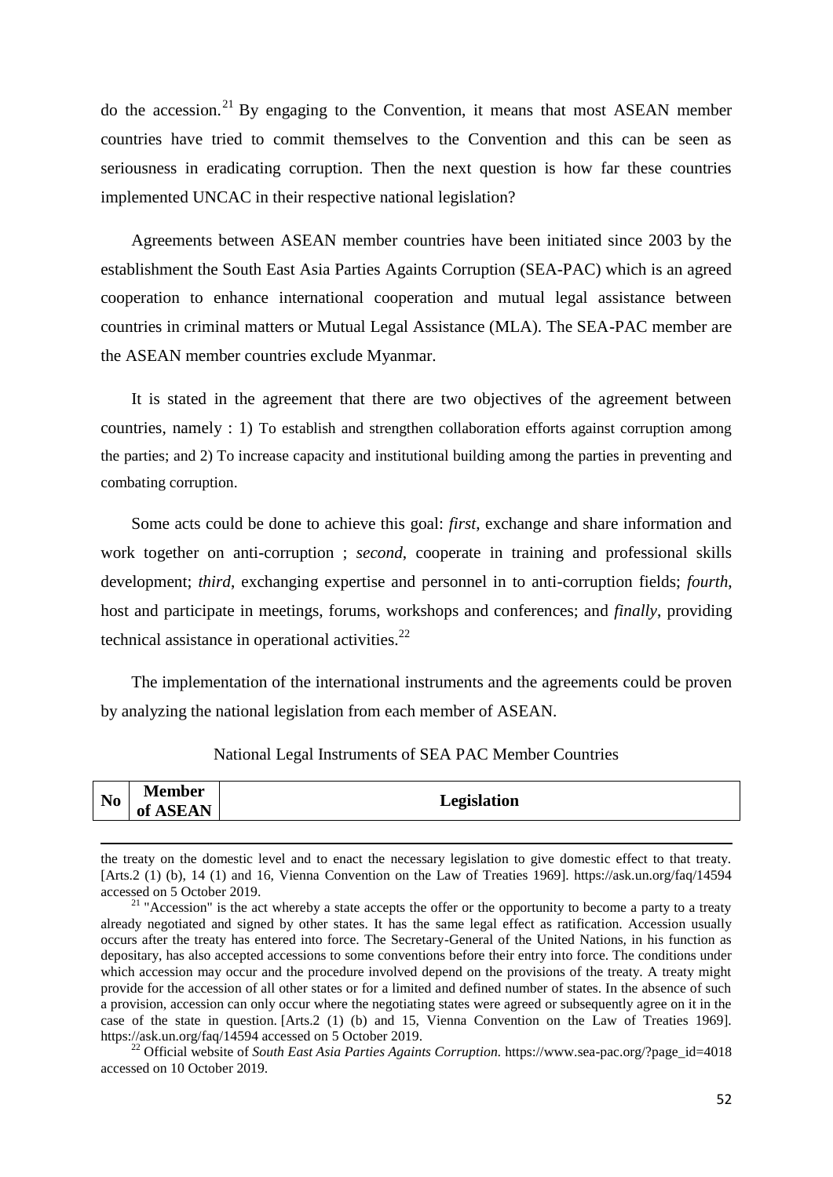do the accession.[21] By engaging to the Convention, it means that most ASEAN member countries have tried to commit themselves to the Convention and this can be seen as seriousness in eradicating corruption. Then the next question is how far these countries implemented UNCAC in their respective national legislation?

Agreements between ASEAN member countries have been initiated since 2003 by the establishment the South East Asia Parties Againts Corruption (SEA-PAC) which is an agreed cooperation to enhance international cooperation and mutual legal assistance between countries in criminal matters or Mutual Legal Assistance (MLA). The SEA-PAC member are the ASEAN member countries exclude Myanmar.

It is stated in the agreement that there are two objectives of the agreement between countries, namely : 1) To establish and strengthen collaboration efforts against corruption among the parties; and 2) To increase capacity and institutional building among the parties in preventing and combating corruption.

Some acts could be done to achieve this goal: *first*, exchange and share information and work together on anti-corruption ; *second*, cooperate in training and professional skills development; *third*, exchanging expertise and personnel in to anti-corruption fields; *fourth*, host and participate in meetings, forums, workshops and conferences; and *finally*, providing technical assistance in operational activities.[22]

The implementation of the international instruments and the agreements could be proven by analyzing the national legislation from each member of ASEAN.

National Legal Instruments of SEA PAC Member Countries

| No | Member of ASEAN | Legislation |
|---|---|---|

---

the treaty on the domestic level and to enact the necessary legislation to give domestic effect to that treaty. [Arts.2 (1) (b), 14 (1) and 16, Vienna Convention on the Law of Treaties 1969]. https://ask.un.org/faq/14594 accessed on 5 October 2019.

[21] "Accession" is the act whereby a state accepts the offer or the opportunity to become a party to a treaty already negotiated and signed by other states. It has the same legal effect as ratification. Accession usually occurs after the treaty has entered into force. The Secretary-General of the United Nations, in his function as depositary, has also accepted accessions to some conventions before their entry into force. The conditions under which accession may occur and the procedure involved depend on the provisions of the treaty. A treaty might provide for the accession of all other states or for a limited and defined number of states. In the absence of such a provision, accession can only occur where the negotiating states were agreed or subsequently agree on it in the case of the state in question. [Arts.2 (1) (b) and 15, Vienna Convention on the Law of Treaties 1969]. https://ask.un.org/faq/14594 accessed on 5 October 2019.

[22] Official website of *South East Asia Parties Againts Corruption.* https://www.sea-pac.org/?page_id=4018 accessed on 10 October 2019.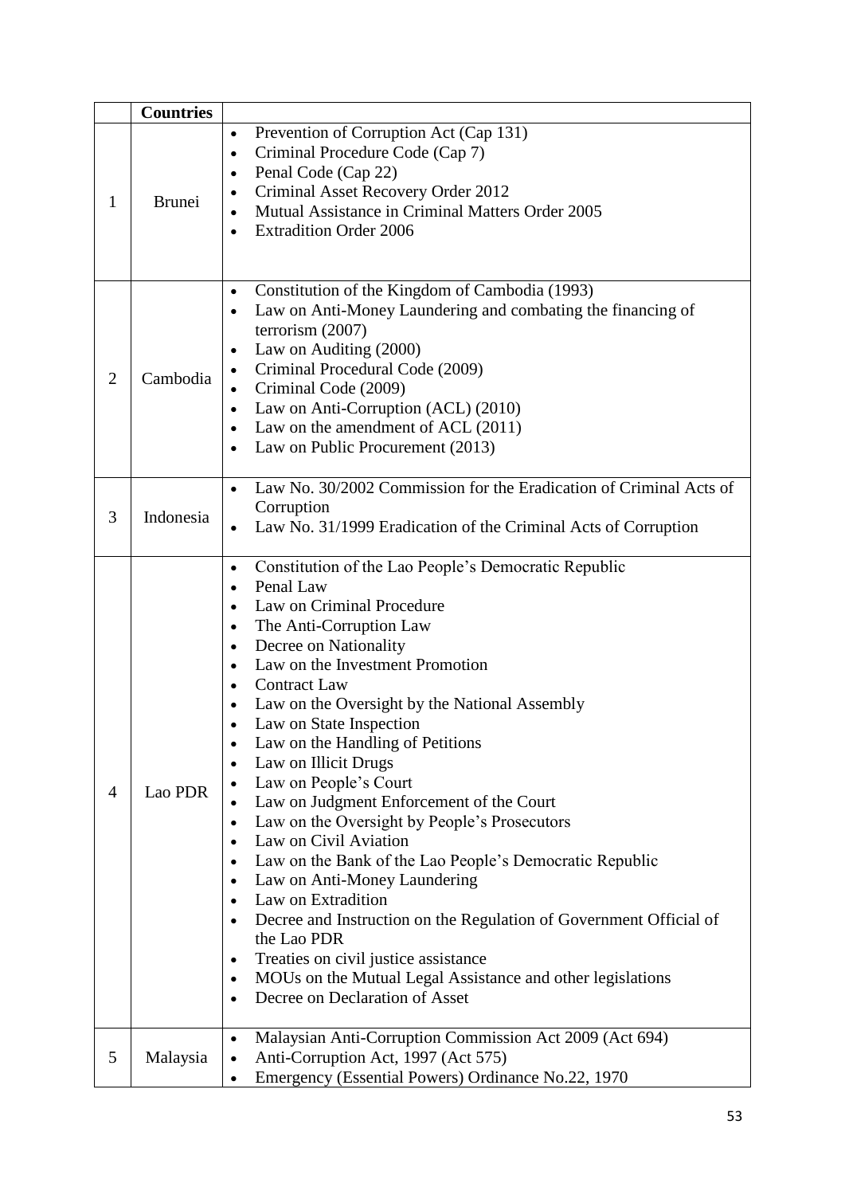|   | Countries |   |
|---|---|---|
| 1 | Brunei | • Prevention of Corruption Act (Cap 131)<br>• Criminal Procedure Code (Cap 7)<br>• Penal Code (Cap 22)<br>• Criminal Asset Recovery Order 2012<br>• Mutual Assistance in Criminal Matters Order 2005<br>• Extradition Order 2006 |
| 2 | Cambodia | • Constitution of the Kingdom of Cambodia (1993)<br>• Law on Anti-Money Laundering and combating the financing of terrorism (2007)<br>• Law on Auditing (2000)<br>• Criminal Procedural Code (2009)<br>• Criminal Code (2009)<br>• Law on Anti-Corruption (ACL) (2010)<br>• Law on the amendment of ACL (2011)<br>• Law on Public Procurement (2013) |
| 3 | Indonesia | • Law No. 30/2002 Commission for the Eradication of Criminal Acts of Corruption<br>• Law No. 31/1999 Eradication of the Criminal Acts of Corruption |
| 4 | Lao PDR | • Constitution of the Lao People's Democratic Republic<br>• Penal Law<br>• Law on Criminal Procedure<br>• The Anti-Corruption Law<br>• Decree on Nationality<br>• Law on the Investment Promotion<br>• Contract Law<br>• Law on the Oversight by the National Assembly<br>• Law on State Inspection<br>• Law on the Handling of Petitions<br>• Law on Illicit Drugs<br>• Law on People's Court<br>• Law on Judgment Enforcement of the Court<br>• Law on the Oversight by People's Prosecutors<br>• Law on Civil Aviation<br>• Law on the Bank of the Lao People's Democratic Republic<br>• Law on Anti-Money Laundering<br>• Law on Extradition<br>• Decree and Instruction on the Regulation of Government Official of the Lao PDR<br>• Treaties on civil justice assistance<br>• MOUs on the Mutual Legal Assistance and other legislations<br>• Decree on Declaration of Asset |
| 5 | Malaysia | • Malaysian Anti-Corruption Commission Act 2009 (Act 694)<br>• Anti-Corruption Act, 1997 (Act 575)<br>• Emergency (Essential Powers) Ordinance No.22, 1970 |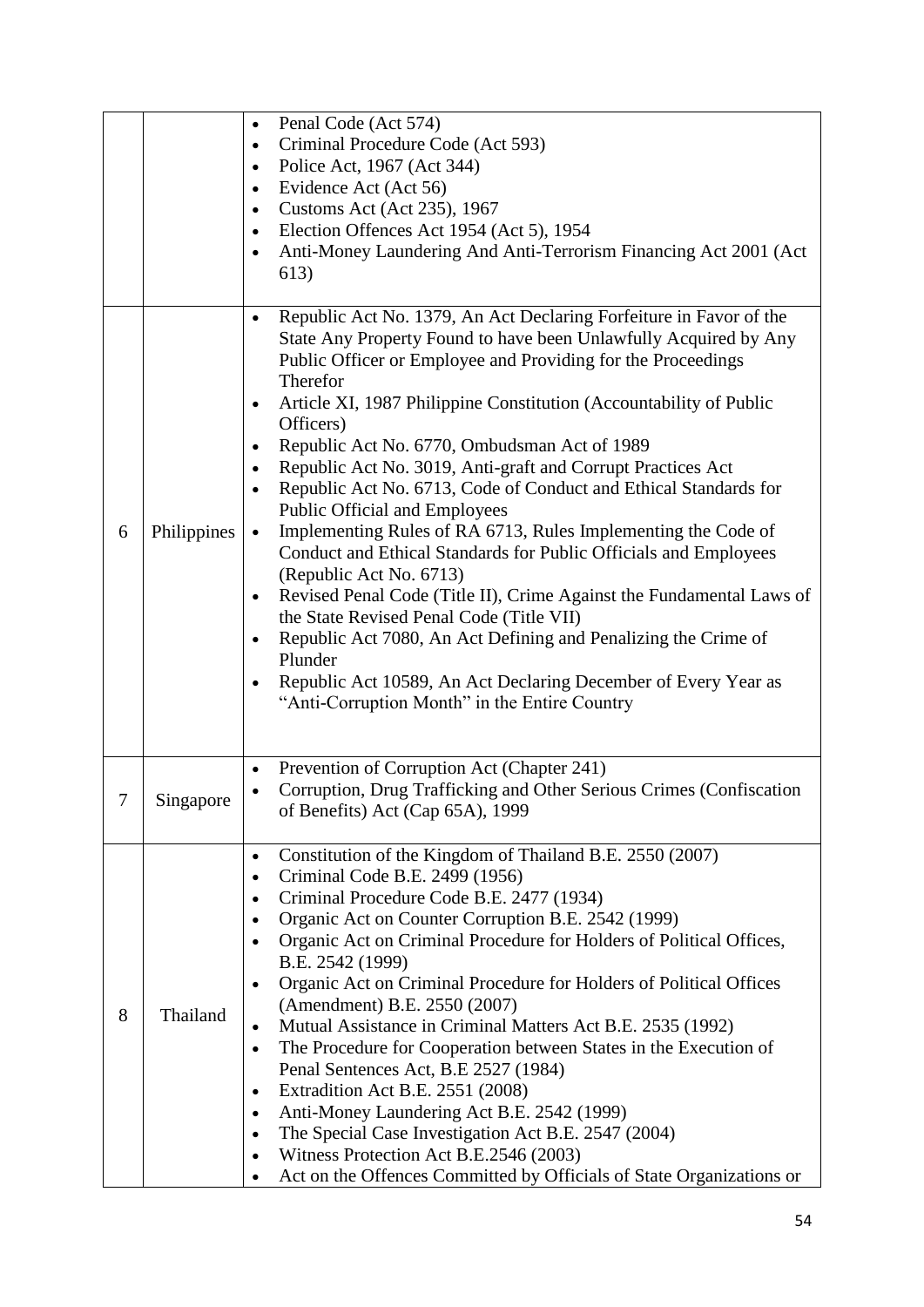| | | |
|---|---|---|
| | | • Penal Code (Act 574)<br>• Criminal Procedure Code (Act 593)<br>• Police Act, 1967 (Act 344)<br>• Evidence Act (Act 56)<br>• Customs Act (Act 235), 1967<br>• Election Offences Act 1954 (Act 5), 1954<br>• Anti-Money Laundering And Anti-Terrorism Financing Act 2001 (Act 613) |
| 6 | Philippines | • Republic Act No. 1379, An Act Declaring Forfeiture in Favor of the State Any Property Found to have been Unlawfully Acquired by Any Public Officer or Employee and Providing for the Proceedings Therefor<br>• Article XI, 1987 Philippine Constitution (Accountability of Public Officers)<br>• Republic Act No. 6770, Ombudsman Act of 1989<br>• Republic Act No. 3019, Anti-graft and Corrupt Practices Act<br>• Republic Act No. 6713, Code of Conduct and Ethical Standards for Public Official and Employees<br>• Implementing Rules of RA 6713, Rules Implementing the Code of Conduct and Ethical Standards for Public Officials and Employees (Republic Act No. 6713)<br>• Revised Penal Code (Title II), Crime Against the Fundamental Laws of the State Revised Penal Code (Title VII)<br>• Republic Act 7080, An Act Defining and Penalizing the Crime of Plunder<br>• Republic Act 10589, An Act Declaring December of Every Year as "Anti-Corruption Month" in the Entire Country |
| 7 | Singapore | • Prevention of Corruption Act (Chapter 241)<br>• Corruption, Drug Trafficking and Other Serious Crimes (Confiscation of Benefits) Act (Cap 65A), 1999 |
| 8 | Thailand | • Constitution of the Kingdom of Thailand B.E. 2550 (2007)<br>• Criminal Code B.E. 2499 (1956)<br>• Criminal Procedure Code B.E. 2477 (1934)<br>• Organic Act on Counter Corruption B.E. 2542 (1999)<br>• Organic Act on Criminal Procedure for Holders of Political Offices, B.E. 2542 (1999)<br>• Organic Act on Criminal Procedure for Holders of Political Offices (Amendment) B.E. 2550 (2007)<br>• Mutual Assistance in Criminal Matters Act B.E. 2535 (1992)<br>• The Procedure for Cooperation between States in the Execution of Penal Sentences Act, B.E 2527 (1984)<br>• Extradition Act B.E. 2551 (2008)<br>• Anti-Money Laundering Act B.E. 2542 (1999)<br>• The Special Case Investigation Act B.E. 2547 (2004)<br>• Witness Protection Act B.E.2546 (2003)<br>• Act on the Offences Committed by Officials of State Organizations or |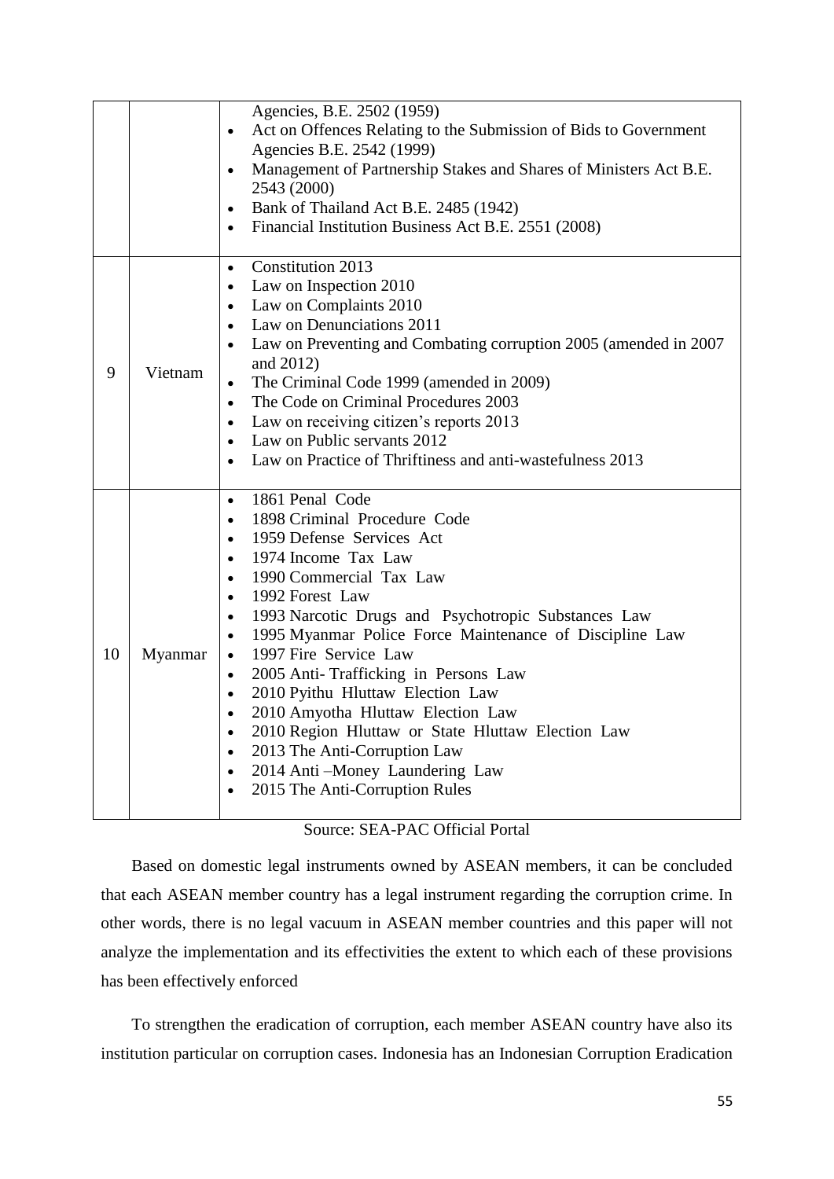| | | |
|---|---|---|
| | | Agencies, B.E. 2502 (1959)<br>• Act on Offences Relating to the Submission of Bids to Government Agencies B.E. 2542 (1999)<br>• Management of Partnership Stakes and Shares of Ministers Act B.E. 2543 (2000)<br>• Bank of Thailand Act B.E. 2485 (1942)<br>• Financial Institution Business Act B.E. 2551 (2008) |
| 9 | Vietnam | • Constitution 2013<br>• Law on Inspection 2010<br>• Law on Complaints 2010<br>• Law on Denunciations 2011<br>• Law on Preventing and Combating corruption 2005 (amended in 2007 and 2012)<br>• The Criminal Code 1999 (amended in 2009)<br>• The Code on Criminal Procedures 2003<br>• Law on receiving citizen's reports 2013<br>• Law on Public servants 2012<br>• Law on Practice of Thriftiness and anti-wastefulness 2013 |
| 10 | Myanmar | • 1861 Penal Code<br>• 1898 Criminal Procedure Code<br>• 1959 Defense Services Act<br>• 1974 Income Tax Law<br>• 1990 Commercial Tax Law<br>• 1992 Forest Law<br>• 1993 Narcotic Drugs and Psychotropic Substances Law<br>• 1995 Myanmar Police Force Maintenance of Discipline Law<br>• 1997 Fire Service Law<br>• 2005 Anti- Trafficking in Persons Law<br>• 2010 Pyithu Hluttaw Election Law<br>• 2010 Amyotha Hluttaw Election Law<br>• 2010 Region Hluttaw or State Hluttaw Election Law<br>• 2013 The Anti-Corruption Law<br>• 2014 Anti –Money Laundering Law<br>• 2015 The Anti-Corruption Rules |

Source: SEA-PAC Official Portal

Based on domestic legal instruments owned by ASEAN members, it can be concluded that each ASEAN member country has a legal instrument regarding the corruption crime. In other words, there is no legal vacuum in ASEAN member countries and this paper will not analyze the implementation and its effectivities the extent to which each of these provisions has been effectively enforced

To strengthen the eradication of corruption, each member ASEAN country have also its institution particular on corruption cases. Indonesia has an Indonesian Corruption Eradication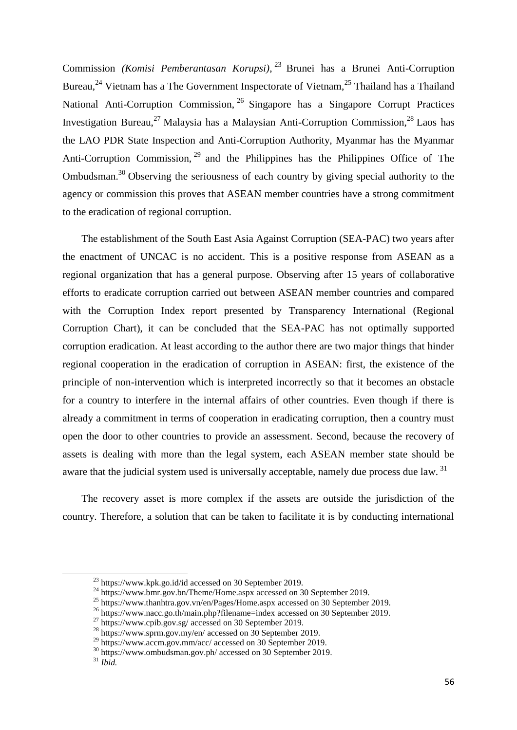Commission *(Komisi Pemberantasan Korupsi)*, [23] Brunei has a Brunei Anti-Corruption Bureau,[24] Vietnam has a The Government Inspectorate of Vietnam,[25] Thailand has a Thailand National Anti-Corruption Commission, [26] Singapore has a Singapore Corrupt Practices Investigation Bureau,[27] Malaysia has a Malaysian Anti-Corruption Commission,[28] Laos has the LAO PDR State Inspection and Anti-Corruption Authority, Myanmar has the Myanmar Anti-Corruption Commission, [29] and the Philippines has the Philippines Office of The Ombudsman.[30] Observing the seriousness of each country by giving special authority to the agency or commission this proves that ASEAN member countries have a strong commitment to the eradication of regional corruption.

The establishment of the South East Asia Against Corruption (SEA-PAC) two years after the enactment of UNCAC is no accident. This is a positive response from ASEAN as a regional organization that has a general purpose. Observing after 15 years of collaborative efforts to eradicate corruption carried out between ASEAN member countries and compared with the Corruption Index report presented by Transparency International (Regional Corruption Chart), it can be concluded that the SEA-PAC has not optimally supported corruption eradication. At least according to the author there are two major things that hinder regional cooperation in the eradication of corruption in ASEAN: first, the existence of the principle of non-intervention which is interpreted incorrectly so that it becomes an obstacle for a country to interfere in the internal affairs of other countries. Even though if there is already a commitment in terms of cooperation in eradicating corruption, then a country must open the door to other countries to provide an assessment. Second, because the recovery of assets is dealing with more than the legal system, each ASEAN member state should be aware that the judicial system used is universally acceptable, namely due process due law. [31]

The recovery asset is more complex if the assets are outside the jurisdiction of the country. Therefore, a solution that can be taken to facilitate it is by conducting international

---

[23] https://www.kpk.go.id/id accessed on 30 September 2019.

[24] https://www.bmr.gov.bn/Theme/Home.aspx accessed on 30 September 2019.

[25] https://www.thanhtra.gov.vn/en/Pages/Home.aspx accessed on 30 September 2019.

[26] https://www.nacc.go.th/main.php?filename=index accessed on 30 September 2019.

[27] https://www.cpib.gov.sg/ accessed on 30 September 2019.

[28] https://www.sprm.gov.my/en/ accessed on 30 September 2019.

[29] https://www.accm.gov.mm/acc/ accessed on 30 September 2019.

[30] https://www.ombudsman.gov.ph/ accessed on 30 September 2019.

[31] *Ibid.*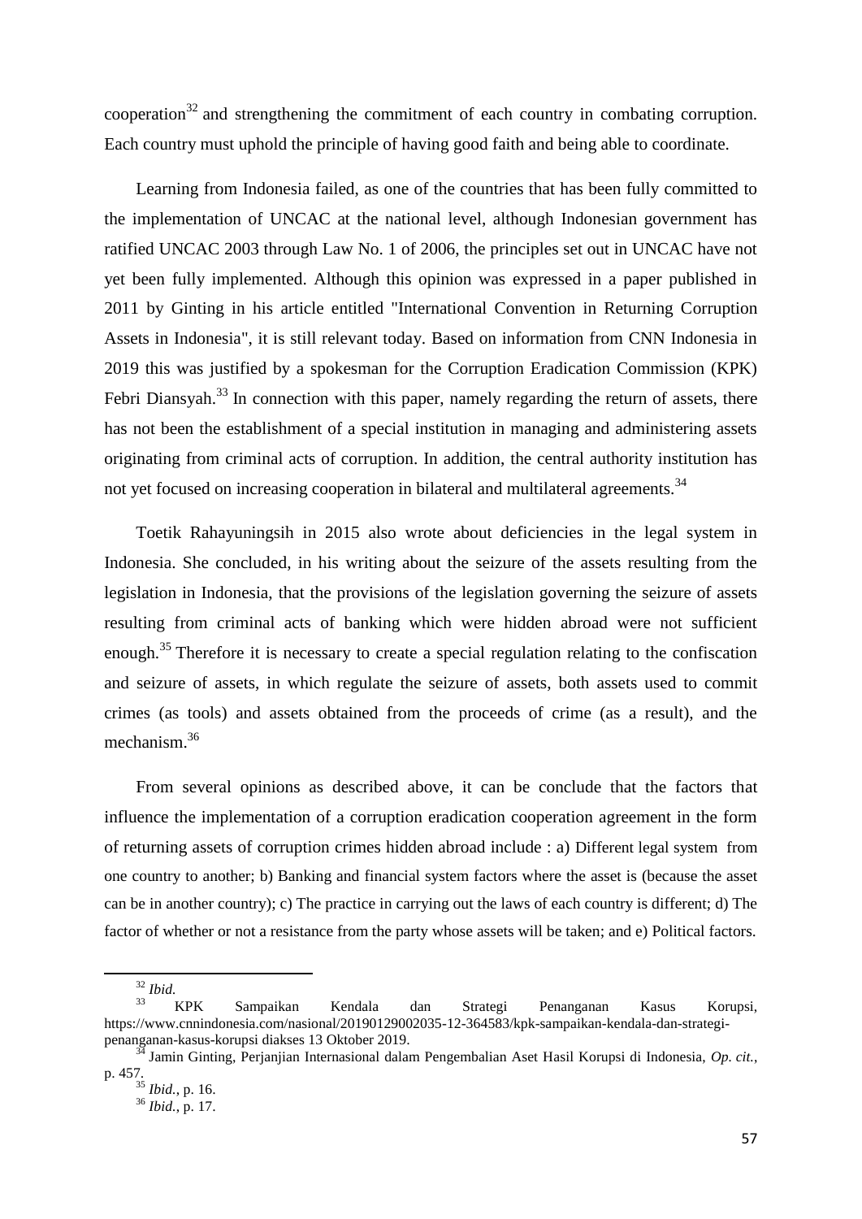cooperation[32] and strengthening the commitment of each country in combating corruption. Each country must uphold the principle of having good faith and being able to coordinate.

Learning from Indonesia failed, as one of the countries that has been fully committed to the implementation of UNCAC at the national level, although Indonesian government has ratified UNCAC 2003 through Law No. 1 of 2006, the principles set out in UNCAC have not yet been fully implemented. Although this opinion was expressed in a paper published in 2011 by Ginting in his article entitled "International Convention in Returning Corruption Assets in Indonesia", it is still relevant today. Based on information from CNN Indonesia in 2019 this was justified by a spokesman for the Corruption Eradication Commission (KPK) Febri Diansyah.[33] In connection with this paper, namely regarding the return of assets, there has not been the establishment of a special institution in managing and administering assets originating from criminal acts of corruption. In addition, the central authority institution has not yet focused on increasing cooperation in bilateral and multilateral agreements.[34]

Toetik Rahayuningsih in 2015 also wrote about deficiencies in the legal system in Indonesia. She concluded, in his writing about the seizure of the assets resulting from the legislation in Indonesia, that the provisions of the legislation governing the seizure of assets resulting from criminal acts of banking which were hidden abroad were not sufficient enough.[35] Therefore it is necessary to create a special regulation relating to the confiscation and seizure of assets, in which regulate the seizure of assets, both assets used to commit crimes (as tools) and assets obtained from the proceeds of crime (as a result), and the mechanism.[36]

From several opinions as described above, it can be conclude that the factors that influence the implementation of a corruption eradication cooperation agreement in the form of returning assets of corruption crimes hidden abroad include : a) Different legal system from one country to another; b) Banking and financial system factors where the asset is (because the asset can be in another country); c) The practice in carrying out the laws of each country is different; d) The factor of whether or not a resistance from the party whose assets will be taken; and e) Political factors.

---

[32] *Ibid.*

[33] KPK Sampaikan Kendala dan Strategi Penanganan Kasus Korupsi, https://www.cnnindonesia.com/nasional/20190129002035-12-364583/kpk-sampaikan-kendala-dan-strategi-penanganan-kasus-korupsi diakses 13 Oktober 2019.

[34] Jamin Ginting, Perjanjian Internasional dalam Pengembalian Aset Hasil Korupsi di Indonesia, *Op. cit.*, p. 457.

[35] *Ibid.*, p. 16.

[36] *Ibid.*, p. 17.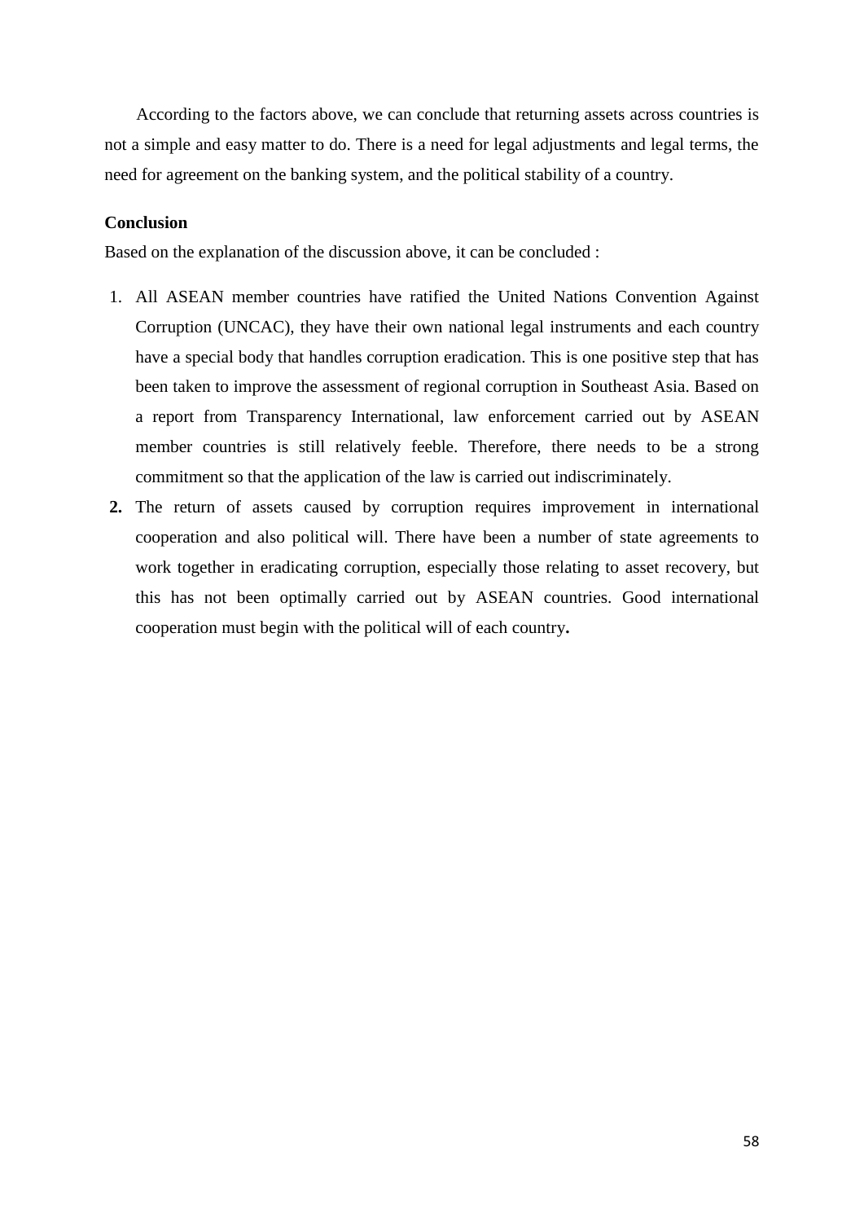According to the factors above, we can conclude that returning assets across countries is not a simple and easy matter to do. There is a need for legal adjustments and legal terms, the need for agreement on the banking system, and the political stability of a country.

**Conclusion**

Based on the explanation of the discussion above, it can be concluded :

1. All ASEAN member countries have ratified the United Nations Convention Against Corruption (UNCAC), they have their own national legal instruments and each country have a special body that handles corruption eradication. This is one positive step that has been taken to improve the assessment of regional corruption in Southeast Asia. Based on a report from Transparency International, law enforcement carried out by ASEAN member countries is still relatively feeble. Therefore, there needs to be a strong commitment so that the application of the law is carried out indiscriminately.
2. The return of assets caused by corruption requires improvement in international cooperation and also political will. There have been a number of state agreements to work together in eradicating corruption, especially those relating to asset recovery, but this has not been optimally carried out by ASEAN countries. Good international cooperation must begin with the political will of each country.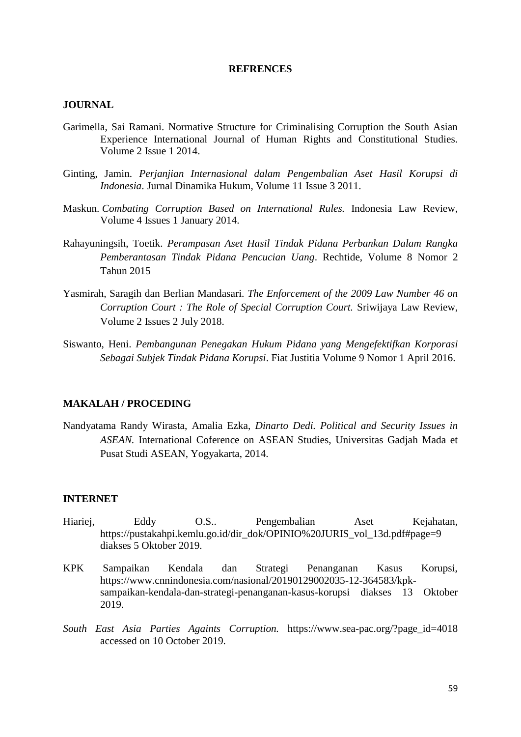# REFRENCES

## JOURNAL

Garimella, Sai Ramani. Normative Structure for Criminalising Corruption the South Asian Experience International Journal of Human Rights and Constitutional Studies. Volume 2 Issue 1 2014.

Ginting, Jamin. *Perjanjian Internasional dalam Pengembalian Aset Hasil Korupsi di Indonesia*. Jurnal Dinamika Hukum, Volume 11 Issue 3 2011.

Maskun. *Combating Corruption Based on International Rules.* Indonesia Law Review, Volume 4 Issues 1 January 2014.

Rahayuningsih, Toetik. *Perampasan Aset Hasil Tindak Pidana Perbankan Dalam Rangka Pemberantasan Tindak Pidana Pencucian Uang*. Rechtide, Volume 8 Nomor 2 Tahun 2015

Yasmirah, Saragih dan Berlian Mandasari. *The Enforcement of the 2009 Law Number 46 on Corruption Court : The Role of Special Corruption Court.* Sriwijaya Law Review, Volume 2 Issues 2 July 2018.

Siswanto, Heni. *Pembangunan Penegakan Hukum Pidana yang Mengefektifkan Korporasi Sebagai Subjek Tindak Pidana Korupsi*. Fiat Justitia Volume 9 Nomor 1 April 2016.

## MAKALAH / PROCEDING

Nandyatama Randy Wirasta, Amalia Ezka, *Dinarto Dedi. Political and Security Issues in ASEAN.* International Coference on ASEAN Studies, Universitas Gadjah Mada et Pusat Studi ASEAN, Yogyakarta, 2014.

## INTERNET

Hiariej, Eddy O.S.. Pengembalian Aset Kejahatan, https://pustakahpi.kemlu.go.id/dir_dok/OPINIO%20JURIS_vol_13d.pdf#page=9 diakses 5 Oktober 2019.

KPK Sampaikan Kendala dan Strategi Penanganan Kasus Korupsi, https://www.cnnindonesia.com/nasional/20190129002035-12-364583/kpk-sampaikan-kendala-dan-strategi-penanganan-kasus-korupsi diakses 13 Oktober 2019.

*South East Asia Parties Againts Corruption.* https://www.sea-pac.org/?page_id=4018 accessed on 10 October 2019.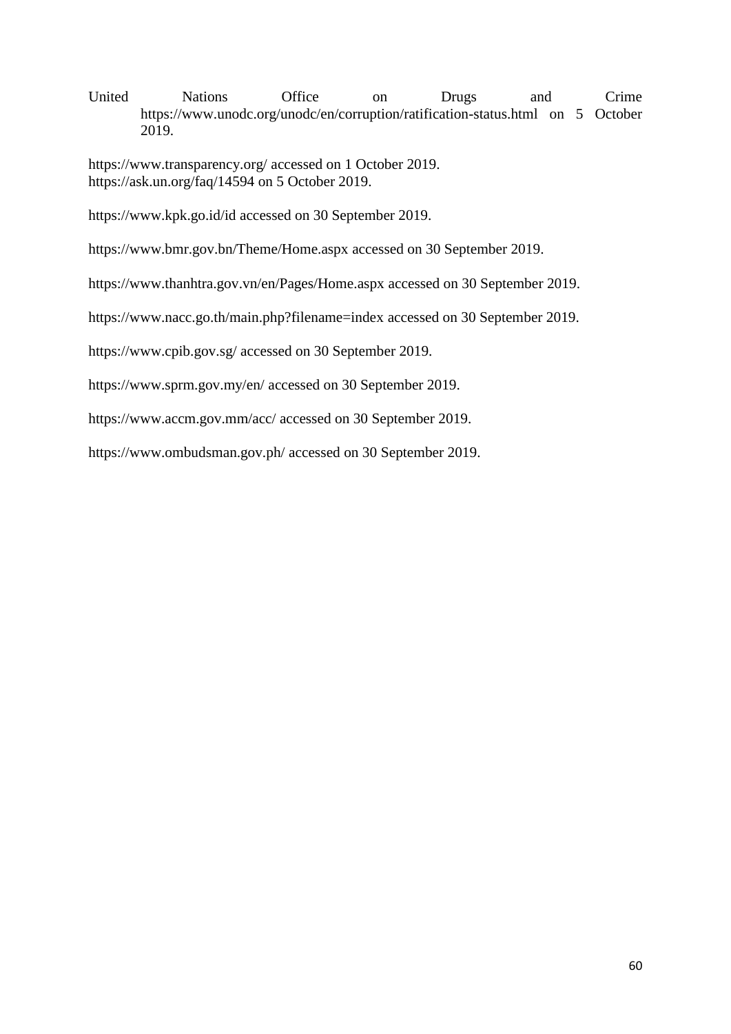United Nations Office on Drugs and Crime https://www.unodc.org/unodc/en/corruption/ratification-status.html on 5 October 2019.

https://www.transparency.org/ accessed on 1 October 2019.
https://ask.un.org/faq/14594 on 5 October 2019.

https://www.kpk.go.id/id accessed on 30 September 2019.

https://www.bmr.gov.bn/Theme/Home.aspx accessed on 30 September 2019.

https://www.thanhtra.gov.vn/en/Pages/Home.aspx accessed on 30 September 2019.

https://www.nacc.go.th/main.php?filename=index accessed on 30 September 2019.

https://www.cpib.gov.sg/ accessed on 30 September 2019.

https://www.sprm.gov.my/en/ accessed on 30 September 2019.

https://www.accm.gov.mm/acc/ accessed on 30 September 2019.

https://www.ombudsman.gov.ph/ accessed on 30 September 2019.